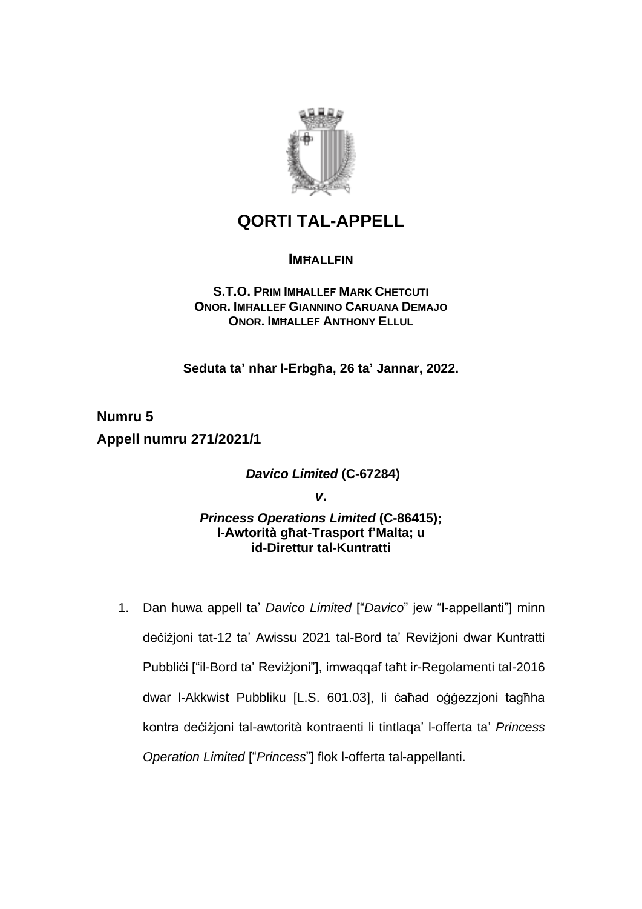# QORTI TAL-APPELL

**IMĦALLFIN**

**S.T.O. PRIM IMĦALLEF MARK CHETCUTI**
**ONOR. IMĦALLEF GIANNINO CARUANA DEMAJO**
**ONOR. IMĦALLEF ANTHONY ELLUL**

**Seduta ta' nhar l-Erbgħa, 26 ta' Jannar, 2022.**

**Numru 5**

**Appell numru 271/2021/1**

***Davico Limited*** **(C-67284)**

***v.***

***Princess Operations Limited*** **(C-86415);**
**l-Awtorità għat-Trasport f'Malta; u**
**id-Direttur tal-Kuntratti**

1. Dan huwa appell ta' *Davico Limited* ["*Davico*" jew "l-appellanti"] minn deċiżjoni tat-12 ta' Awissu 2021 tal-Bord ta' Reviżjoni dwar Kuntratti Pubbliċi ["il-Bord ta' Reviżjoni"], imwaqqaf taħt ir-Regolamenti tal-2016 dwar l-Akkwist Pubbliku [L.S. 601.03], li ċaħad oġġezzjoni tagħha kontra deċiżjoni tal-awtorità kontraenti li tintlaqa' l-offerta ta' *Princess Operation Limited* ["*Princess*"] flok l-offerta tal-appellanti.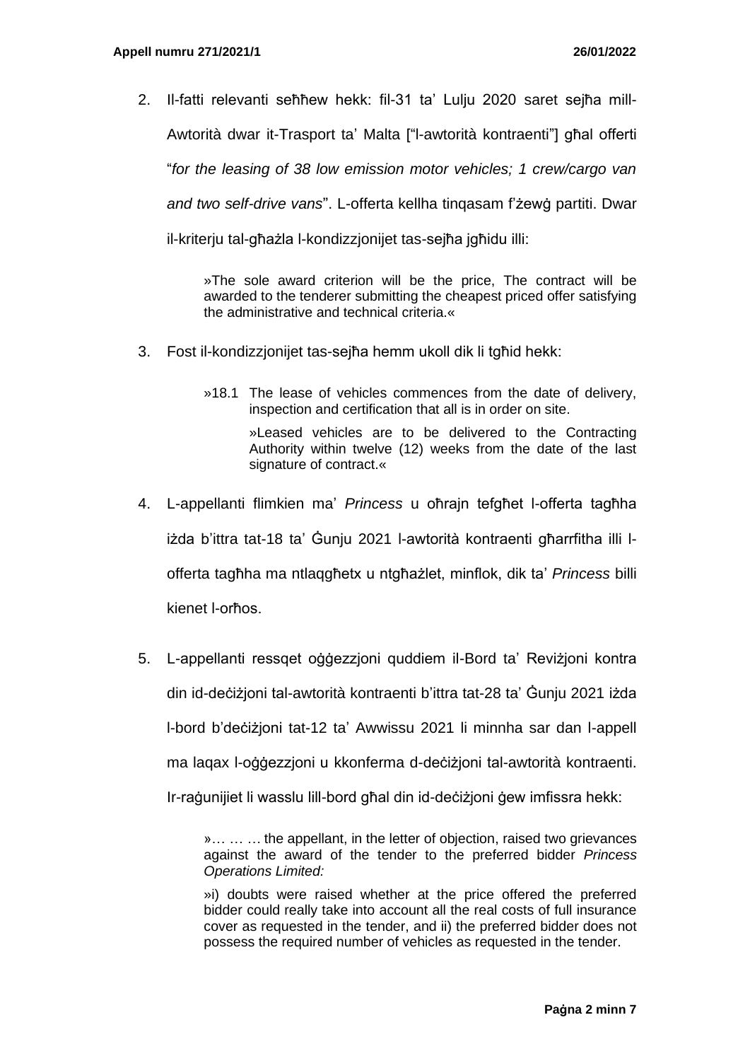2. Il-fatti relevanti seħħew hekk: fil-31 ta' Lulju 2020 saret sejħa mill-Awtorità dwar it-Trasport ta' Malta ["l-awtorità kontraenti"] għal offerti "*for the leasing of 38 low emission motor vehicles; 1 crew/cargo van and two self-drive vans*". L-offerta kellha tinqasam f'żewġ partiti. Dwar il-kriterju tal-għażla l-kondizzjonijet tas-sejħa jgħidu illi:

   »The sole award criterion will be the price, The contract will be awarded to the tenderer submitting the cheapest priced offer satisfying the administrative and technical criteria.«

3. Fost il-kondizzjonijet tas-sejħa hemm ukoll dik li tgħid hekk:

   »18.1 The lease of vehicles commences from the date of delivery, inspection and certification that all is in order on site.

   »Leased vehicles are to be delivered to the Contracting Authority within twelve (12) weeks from the date of the last signature of contract.«

4. L-appellanti flimkien ma' *Princess* u oħrajn tefgħet l-offerta tagħha iżda b'ittra tat-18 ta' Ġunju 2021 l-awtorità kontraenti għarrfitha illi l-offerta tagħha ma ntlaqgħetx u ntgħażlet, minflok, dik ta' *Princess* billi kienet l-orħos.

5. L-appellanti ressqet oġġezzjoni quddiem il-Bord ta' Reviżjoni kontra din id-deċiżjoni tal-awtorità kontraenti b'ittra tat-28 ta' Ġunju 2021 iżda l-bord b'deċiżjoni tat-12 ta' Awwissu 2021 li minnha sar dan l-appell ma laqax l-oġġezzjoni u kkonferma d-deċiżjoni tal-awtorità kontraenti. Ir-raġunijiet li wasslu lill-bord għal din id-deċiżjoni ġew imfissra hekk:

   »… … … the appellant, in the letter of objection, raised two grievances against the award of the tender to the preferred bidder *Princess Operations Limited:*

   »i) doubts were raised whether at the price offered the preferred bidder could really take into account all the real costs of full insurance cover as requested in the tender, and ii) the preferred bidder does not possess the required number of vehicles as requested in the tender.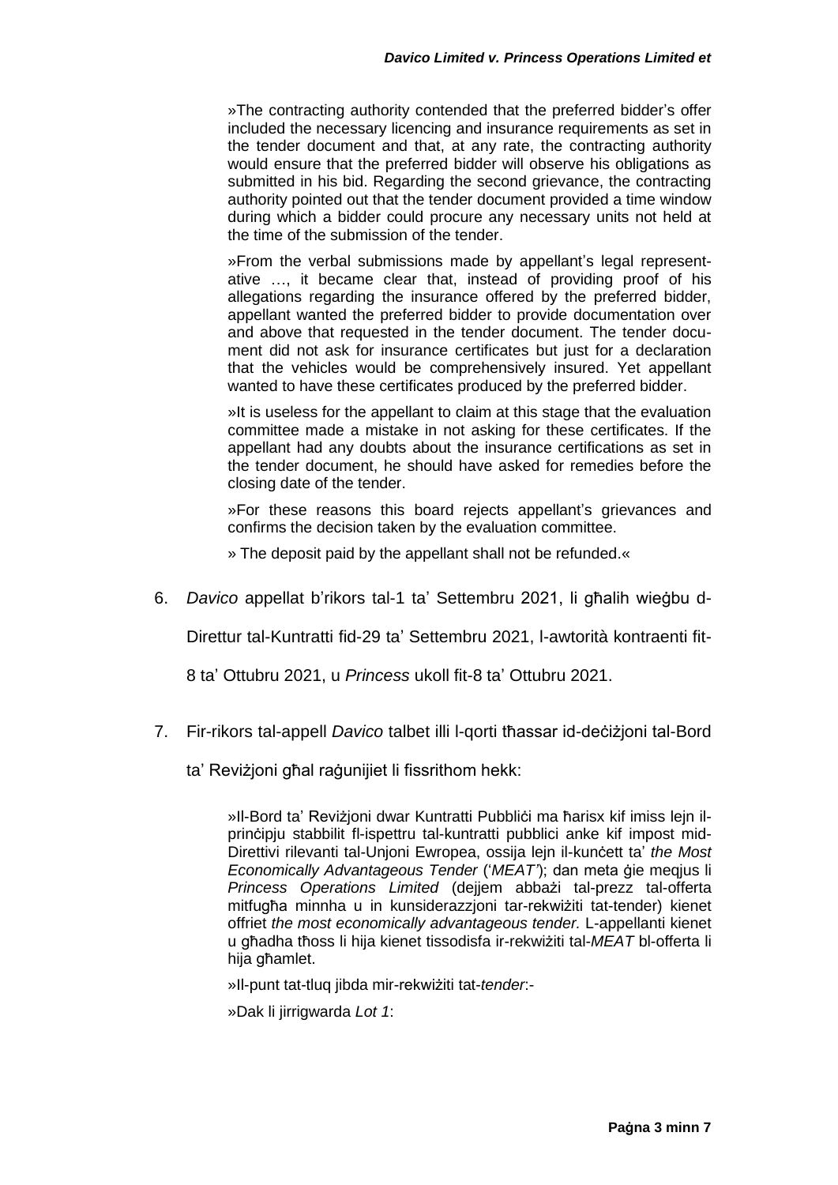»The contracting authority contended that the preferred bidder's offer included the necessary licencing and insurance requirements as set in the tender document and that, at any rate, the contracting authority would ensure that the preferred bidder will observe his obligations as submitted in his bid. Regarding the second grievance, the contracting authority pointed out that the tender document provided a time window during which a bidder could procure any necessary units not held at the time of the submission of the tender.

»From the verbal submissions made by appellant's legal representative …, it became clear that, instead of providing proof of his allegations regarding the insurance offered by the preferred bidder, appellant wanted the preferred bidder to provide documentation over and above that requested in the tender document. The tender document did not ask for insurance certificates but just for a declaration that the vehicles would be comprehensively insured. Yet appellant wanted to have these certificates produced by the preferred bidder.

»It is useless for the appellant to claim at this stage that the evaluation committee made a mistake in not asking for these certificates. If the appellant had any doubts about the insurance certifications as set in the tender document, he should have asked for remedies before the closing date of the tender.

»For these reasons this board rejects appellant's grievances and confirms the decision taken by the evaluation committee.

» The deposit paid by the appellant shall not be refunded.«

6. *Davico* appellat b'rikors tal-1 ta' Settembru 2021, li għalih wieġbu d-Direttur tal-Kuntratti fid-29 ta' Settembru 2021, l-awtorità kontraenti fit-8 ta' Ottubru 2021, u *Princess* ukoll fit-8 ta' Ottubru 2021.

7. Fir-rikors tal-appell *Davico* talbet illi l-qorti tħassar id-deċiżjoni tal-Bord ta' Reviżjoni għal raġunijiet li fissrithom hekk:

   »Il-Bord ta' Reviżjoni dwar Kuntratti Pubbliċi ma ħarisx kif imiss lejn il-prinċipju stabbilit fl-ispettru tal-kuntratti pubblici anke kif impost mid-Direttivi rilevanti tal-Unjoni Ewropea, ossija lejn il-kunċett ta' *the Most Economically Advantageous Tender* ('*MEAT*'); dan meta ġie meqjus li *Princess Operations Limited* (dejjem abbażi tal-prezz tal-offerta mitfugħa minnha u in kunsiderazzjoni tar-rekwiżiti tat-tender) kienet offriet *the most economically advantageous tender.* L-appellanti kienet u għadha tħoss li hija kienet tissodisfa ir-rekwiżiti tal-*MEAT* bl-offerta li hija għamlet.

   »Il-punt tat-tluq jibda mir-rekwiżiti tat-*tender*:-

   »Dak li jirrigwarda *Lot 1*: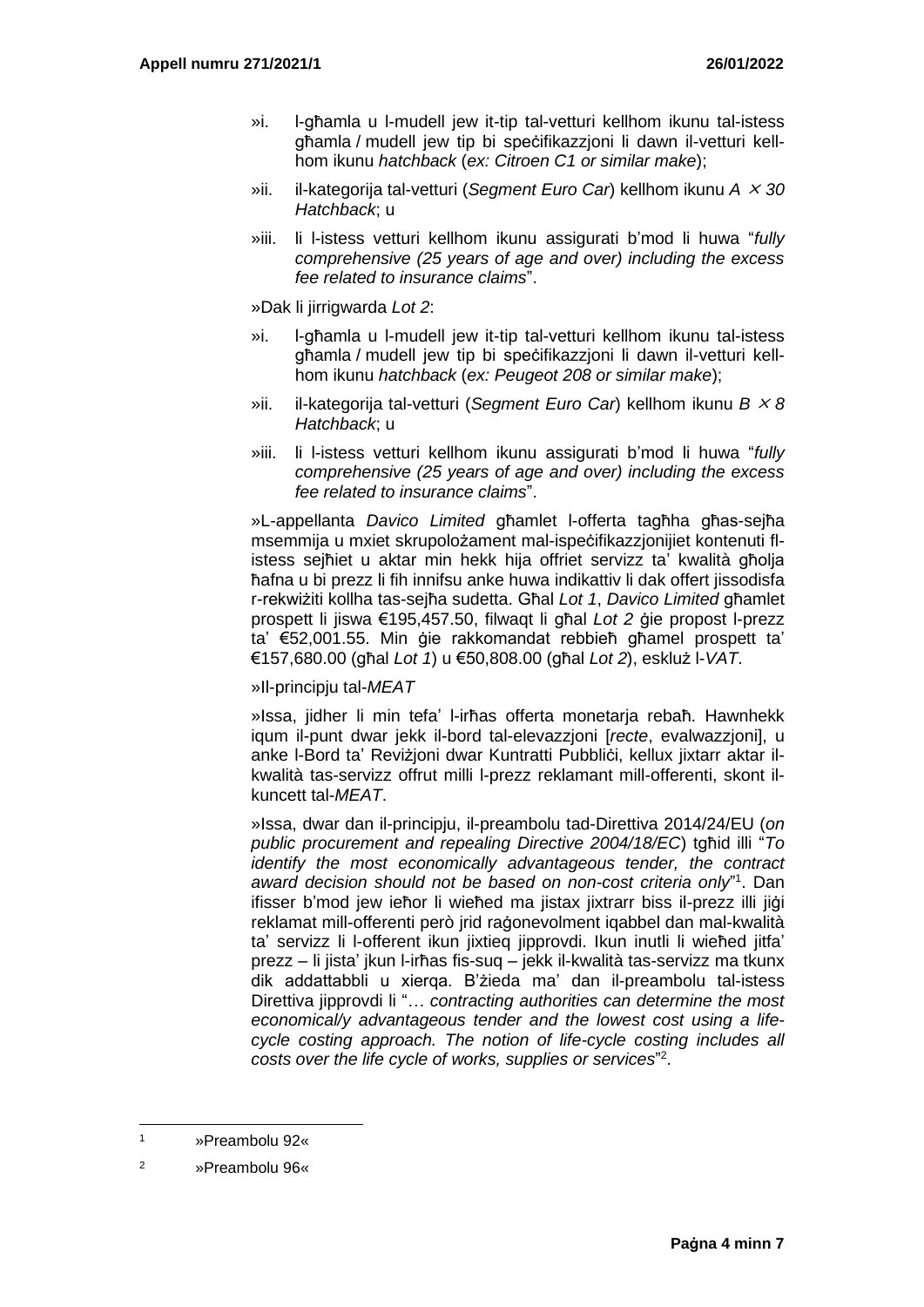»i. l-għamla u l-mudell jew it-tip tal-vetturi kellhom ikunu tal-istess għamla / mudell jew tip bi speċifikazzjoni li dawn il-vetturi kellhom ikunu *hatchback* (*ex: Citroen C1 or similar make*);

»ii. il-kategorija tal-vetturi (*Segment Euro Car*) kellhom ikunu *A* × *30 Hatchback*; u

»iii. li l-istess vetturi kellhom ikunu assigurati b'mod li huwa "*fully comprehensive (25 years of age and over) including the excess fee related to insurance claims*".

»Dak li jirrigwarda *Lot 2*:

»i. l-għamla u l-mudell jew it-tip tal-vetturi kellhom ikunu tal-istess għamla / mudell jew tip bi speċifikazzjoni li dawn il-vetturi kellhom ikunu *hatchback* (*ex: Peugeot 208 or similar make*);

»ii. il-kategorija tal-vetturi (*Segment Euro Car*) kellhom ikunu *B* × *8 Hatchback*; u

»iii. li l-istess vetturi kellhom ikunu assigurati b'mod li huwa "*fully comprehensive (25 years of age and over) including the excess fee related to insurance claims*".

»L-appellanta *Davico Limited* għamlet l-offerta tagħha għas-sejħa msemmija u mxiet skrupolożament mal-ispeċifikazzjonijiet kontenuti fl-istess sejħiet u aktar min hekk hija offriet servizz ta' kwalità għolja ħafna u bi prezz li fih innifsu anke huwa indikattiv li dak offert jissodisfa r-rekwiżiti kollha tas-sejħa sudetta. Għal *Lot 1*, *Davico Limited* għamlet prospett li jiswa €195,457.50, filwaqt li għal *Lot 2* ġie propost l-prezz ta' €52,001.55. Min ġie rakkomandat rebbieħ għamel prospett ta' €157,680.00 (għal *Lot 1*) u €50,808.00 (għal *Lot 2*), eskluż l-*VAT*.

»Il-principju tal-*MEAT*

»Issa, jidher li min tefa' l-irħas offerta monetarja rebaħ. Hawnhekk iqum il-punt dwar jekk il-bord tal-elevazzjoni [*recte*, evalwazzjoni], u anke l-Bord ta' Reviżjoni dwar Kuntratti Pubbliċi, kellux jixtarr aktar il-kwalità tas-servizz offrut milli l-prezz reklamant mill-offerenti, skont il-kuncett tal-*MEAT*.

»Issa, dwar dan il-principju, il-preambolu tad-Direttiva 2014/24/EU (*on public procurement and repealing Directive 2004/18/EC*) tgħid illi "*To identify the most economically advantageous tender, the contract award decision should not be based on non-cost criteria only*"[1]. Dan ifisser b'mod jew ieħor li wieħed ma jistax jixtrarr biss il-prezz illi jiġi reklamat mill-offerenti però jrid raġonevolment iqabbel dan mal-kwalità ta' servizz li l-offerent ikun jixtieq jipprovdi. Ikun inutli li wieħed jitfa' prezz – li jista' jkun l-irħas fis-suq – jekk il-kwalità tas-servizz ma tkunx dik addattabbli u xierqa. B'żieda ma' dan il-preambolu tal-istess Direttiva jipprovdi li "… *contracting authorities can determine the most economical/y advantageous tender and the lowest cost using a life-cycle costing approach. The notion of life-cycle costing includes all costs over the life cycle of works, supplies or services*"[2].

---

[1] »Preambolu 92«

[2] »Preambolu 96«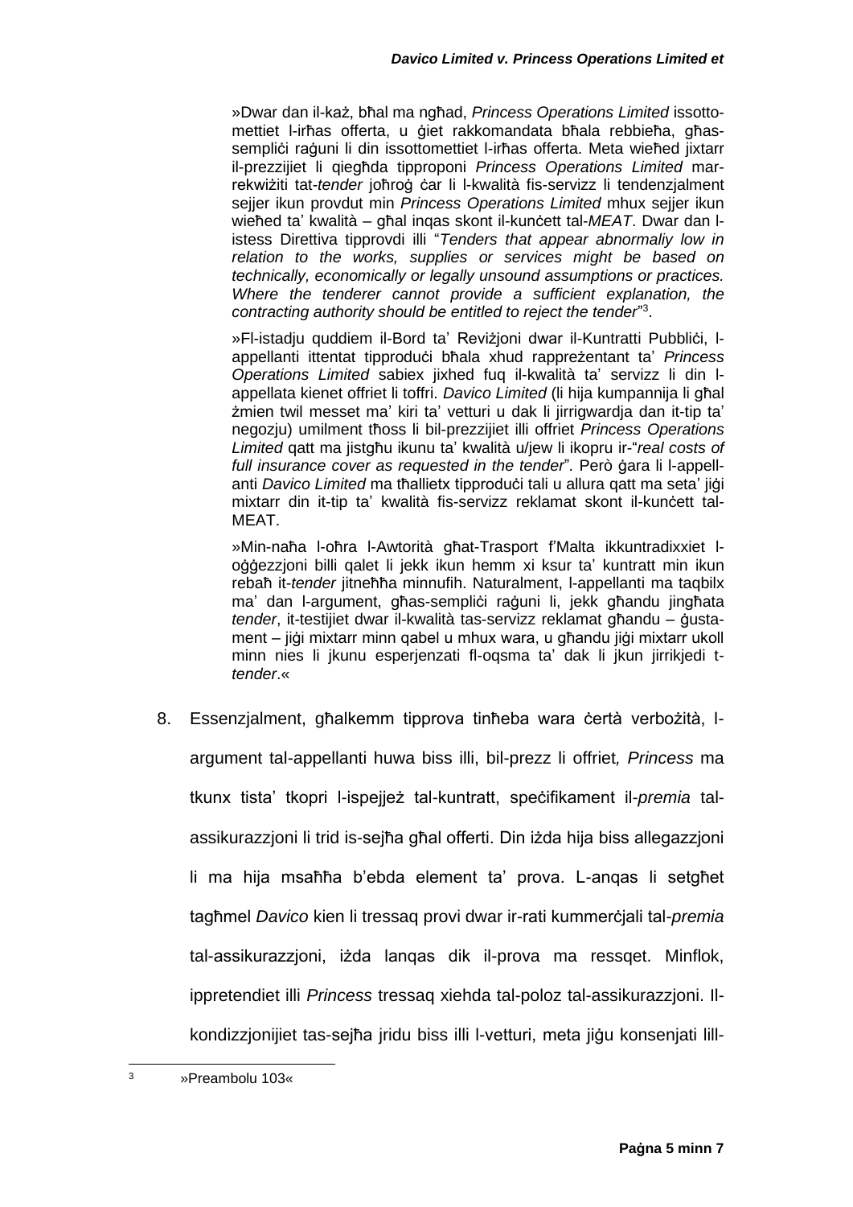»Dwar dan il-każ, bħal ma ngħad, *Princess Operations Limited* issottomettiet l-irħas offerta, u ġiet rakkomandata bħala rebbieħa, għas-sempliċi raġuni li din issottomettiet l-irħas offerta. Meta wieħed jixtarr il-prezzijiet li qiegħda tipproponi *Princess Operations Limited* mar-rekwiżiti tat-*tender* joħroġ ċar li l-kwalità fis-servizz li tendenzjalment sejjer ikun provdut min *Princess Operations Limited* mhux sejjer ikun wieħed ta' kwalità – għal inqas skont il-kunċett tal-*MEAT*. Dwar dan l-istess Direttiva tipprovdi illi "*Tenders that appear abnormaliy low in relation to the works, supplies or services might be based on technically, economically or legally unsound assumptions or practices. Where the tenderer cannot provide a sufficient explanation, the contracting authority should be entitled to reject the tender*"[3].

»Fl-istadju quddiem il-Bord ta' Reviżjoni dwar il-Kuntratti Pubbliċi, l-appellanti ittentat tipproduċi bħala xhud rappreżentant ta' *Princess Operations Limited* sabiex jixhed fuq il-kwalità ta' servizz li din l-appellata kienet offriet li toffri. *Davico Limited* (li hija kumpannija li għal żmien twil messet ma' kiri ta' vetturi u dak li jirrigwardja dan it-tip ta' negozju) umilment tħoss li bil-prezzijiet illi offriet *Princess Operations Limited* qatt ma jistgħu ikunu ta' kwalità u/jew li ikopru ir-"*real costs of full insurance cover as requested in the tender*". Però ġara li l-appellanti *Davico Limited* ma tħallietx tipproduċi tali u allura qatt ma seta' jiġi mixtarr din it-tip ta' kwalità fis-servizz reklamat skont il-kunċett tal-MEAT.

»Min-naħa l-oħra l-Awtorità għat-Trasport f'Malta ikkuntradixxiet l-oġġezzjoni billi qalet li jekk ikun hemm xi ksur ta' kuntratt min ikun rebaħ it-*tender* jitneħħa minnufih. Naturalment, l-appellanti ma taqbilx ma' dan l-argument, għas-sempliċi raġuni li, jekk għandu jingħata *tender*, it-testijiet dwar il-kwalità tas-servizz reklamat għandu – ġustament – jiġi mixtarr minn qabel u mhux wara, u għandu jiġi mixtarr ukoll minn nies li jkunu esperjenzati fl-oqsma ta' dak li jkun jirrikjedi t-*tender*.«

8. Essenzjalment, għalkemm tipprova tinħeba wara ċertà verbożità, l-argument tal-appellanti huwa biss illi, bil-prezz li offriet*, Princess* ma tkunx tista' tkopri l-ispejjeż tal-kuntratt, speċifikament il-*premia* tal-assikurazzjoni li trid is-sejħa għal offerti. Din iżda hija biss allegazzjoni li ma hija msaħħa b'ebda element ta' prova. L-anqas li setgħet tagħmel *Davico* kien li tressaq provi dwar ir-rati kummerċjali tal-*premia* tal-assikurazzjoni, iżda lanqas dik il-prova ma ressqet. Minflok, ippretendiet illi *Princess* tressaq xiehda tal-poloz tal-assikurazzjoni. Il-kondizzjonijiet tas-sejħa jridu biss illi l-vetturi, meta jiġu konsenjati lill-

[3] »Preambolu 103«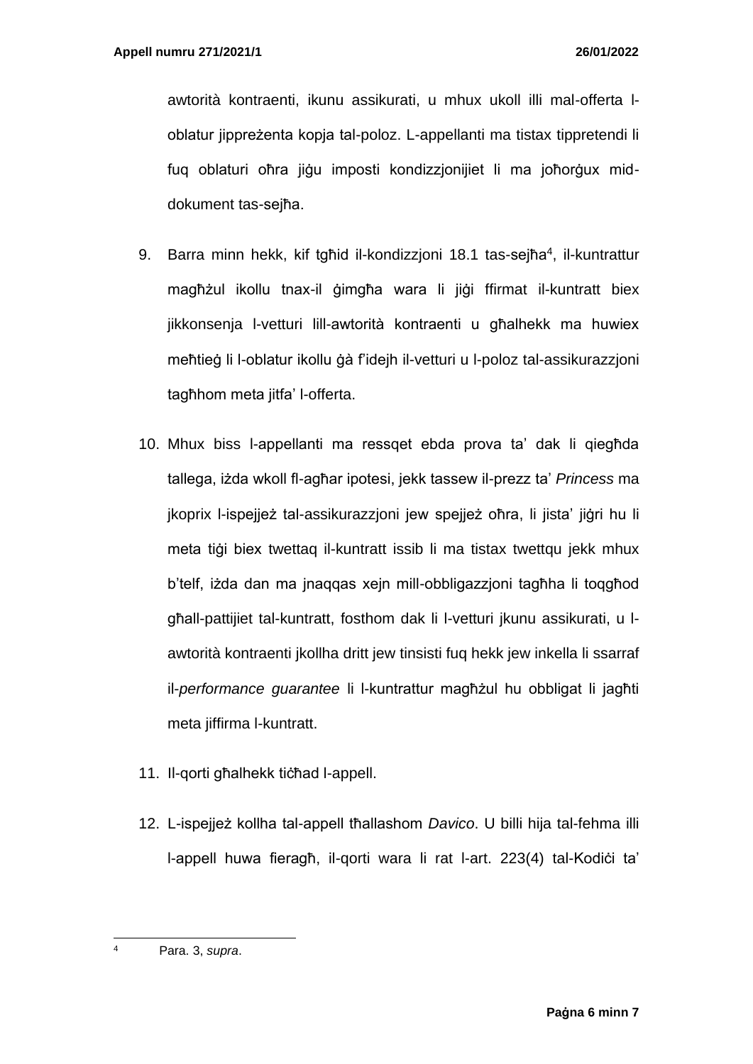awtorità kontraenti, ikunu assikurati, u mhux ukoll illi mal-offerta l-oblatur jippreżenta kopja tal-poloz. L-appellanti ma tistax tippretendi li fuq oblaturi oħra jiġu imposti kondizzjonijiet li ma joħorġux mid-dokument tas-sejħa.

9. Barra minn hekk, kif tgħid il-kondizzjoni 18.1 tas-sejħa[4], il-kuntrattur magħżul ikollu tnax-il ġimgħa wara li jiġi ffirmat il-kuntratt biex jikkonsenja l-vetturi lill-awtorità kontraenti u għalhekk ma huwiex meħtieġ li l-oblatur ikollu ġà f'idejh il-vetturi u l-poloz tal-assikurazzjoni tagħhom meta jitfa' l-offerta.

10. Mhux biss l-appellanti ma ressqet ebda prova ta' dak li qiegħda tallega, iżda wkoll fl-agħar ipotesi, jekk tassew il-prezz ta' *Princess* ma jkoprix l-ispejjeż tal-assikurazzjoni jew spejjeż oħra, li jista' jiġri hu li meta tiġi biex twettaq il-kuntratt issib li ma tistax twettqu jekk mhux b'telf, iżda dan ma jnaqqas xejn mill-obbligazzjoni tagħha li toqgħod għall-pattijiet tal-kuntratt, fosthom dak li l-vetturi jkunu assikurati, u l-awtorità kontraenti jkollha dritt jew tinsisti fuq hekk jew inkella li ssarraf il-*performance guarantee* li l-kuntrattur magħżul hu obbligat li jagħti meta jiffirma l-kuntratt.

11. Il-qorti għalhekk tiċħad l-appell.

12. L-ispejjeż kollha tal-appell tħallashom *Davico*. U billi hija tal-fehma illi l-appell huwa fieragħ, il-qorti wara li rat l-art. 223(4) tal-Kodiċi ta'

---

[4] Para. 3, *supra*.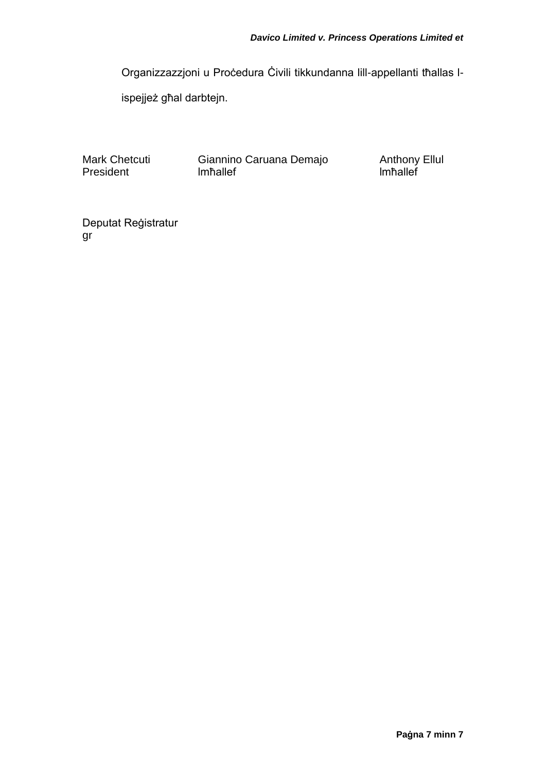Organizzazzjoni u Proċedura Ċivili tikkundanna lill-appellanti tħallas l-ispejjeż għal darbtejn.

| | | |
|---|---|---|
| Mark Chetcuti<br>President | Giannino Caruana Demajo<br>Imħallef | Anthony Ellul<br>Imħallef |

Deputat Reġistratur
gr